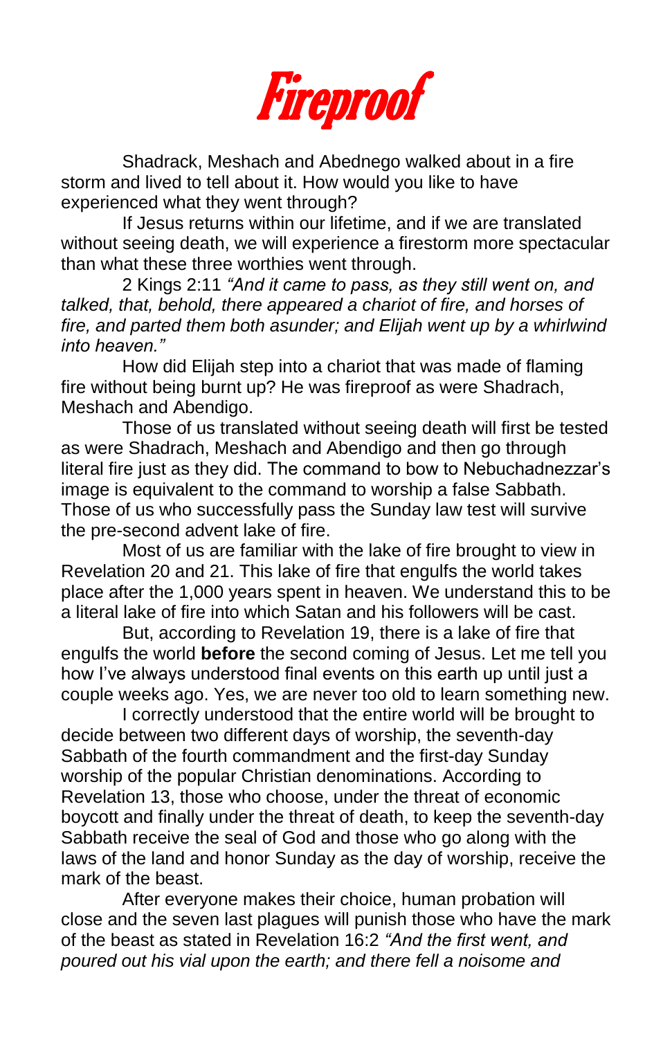# Fireproof

Shadrack, Meshach and Abednego walked about in a fire storm and lived to tell about it. How would you like to have experienced what they went through?

If Jesus returns within our lifetime, and if we are translated without seeing death, we will experience a firestorm more spectacular than what these three worthies went through.

2 Kings 2:11 *"And it came to pass, as they still went on, and talked, that, behold, there appeared a chariot of fire, and horses of fire, and parted them both asunder; and Elijah went up by a whirlwind into heaven."*

How did Elijah step into a chariot that was made of flaming fire without being burnt up? He was fireproof as were Shadrach, Meshach and Abendigo.

Those of us translated without seeing death will first be tested as were Shadrach, Meshach and Abendigo and then go through literal fire just as they did. The command to bow to Nebuchadnezzar's image is equivalent to the command to worship a false Sabbath. Those of us who successfully pass the Sunday law test will survive the pre-second advent lake of fire.

Most of us are familiar with the lake of fire brought to view in Revelation 20 and 21. This lake of fire that engulfs the world takes place after the 1,000 years spent in heaven. We understand this to be a literal lake of fire into which Satan and his followers will be cast.

But, according to Revelation 19, there is a lake of fire that engulfs the world **before** the second coming of Jesus. Let me tell you how I've always understood final events on this earth up until just a couple weeks ago. Yes, we are never too old to learn something new.

I correctly understood that the entire world will be brought to decide between two different days of worship, the seventh-day Sabbath of the fourth commandment and the first-day Sunday worship of the popular Christian denominations. According to Revelation 13, those who choose, under the threat of economic boycott and finally under the threat of death, to keep the seventh-day Sabbath receive the seal of God and those who go along with the laws of the land and honor Sunday as the day of worship, receive the mark of the beast.

After everyone makes their choice, human probation will close and the seven last plagues will punish those who have the mark of the beast as stated in Revelation 16:2 *"And the first went, and poured out his vial upon the earth; and there fell a noisome and*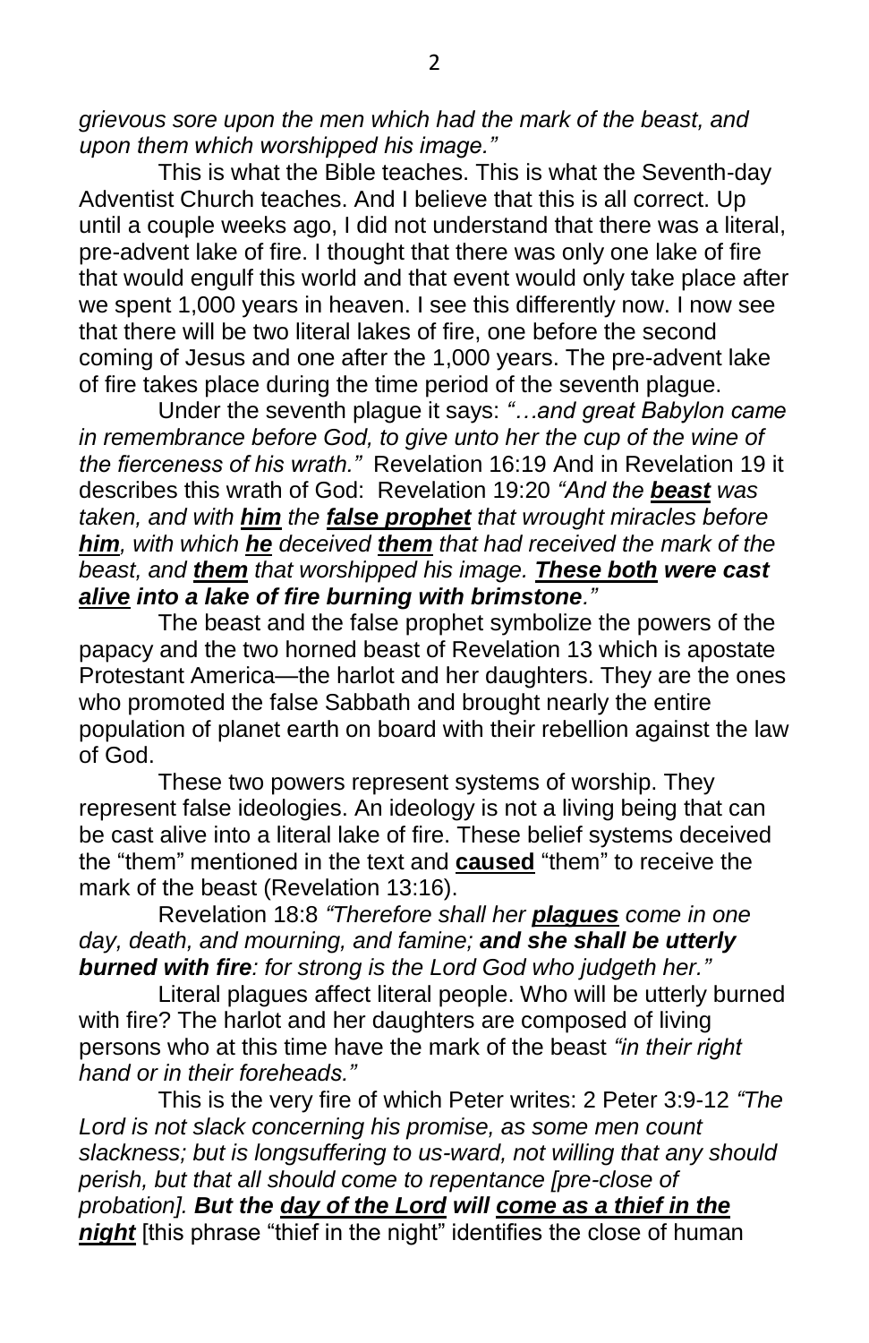*grievous sore upon the men which had the mark of the beast, and upon them which worshipped his image."*

This is what the Bible teaches. This is what the Seventh-day Adventist Church teaches. And I believe that this is all correct. Up until a couple weeks ago, I did not understand that there was a literal, pre-advent lake of fire. I thought that there was only one lake of fire that would engulf this world and that event would only take place after we spent 1,000 years in heaven. I see this differently now. I now see that there will be two literal lakes of fire, one before the second coming of Jesus and one after the 1,000 years. The pre-advent lake of fire takes place during the time period of the seventh plague.

Under the seventh plague it says: *"…and great Babylon came in remembrance before God, to give unto her the cup of the wine of the fierceness of his wrath."* Revelation 16:19 And in Revelation 19 it describes this wrath of God: Revelation 19:20 *"And the **<u>beast</u>** was taken, and with **<u>him</u>** the **<u>false prophet</u>** that wrought miracles before **<u>him</u>**, with which **<u>he</u>** deceived **<u>them</u>** that had received the mark of the beast, and **<u>them</u>** that worshipped his image. **<u>These both</u> were cast <u>alive</u> into a lake of fire burning with brimstone**."*

The beast and the false prophet symbolize the powers of the papacy and the two horned beast of Revelation 13 which is apostate Protestant America—the harlot and her daughters. They are the ones who promoted the false Sabbath and brought nearly the entire population of planet earth on board with their rebellion against the law of God.

These two powers represent systems of worship. They represent false ideologies. An ideology is not a living being that can be cast alive into a literal lake of fire. These belief systems deceived the "them" mentioned in the text and **<u>caused</u>** "them" to receive the mark of the beast (Revelation 13:16).

Revelation 18:8 *"Therefore shall her **<u>plagues</u>** come in one day, death, and mourning, and famine; **and she shall be utterly burned with fire**: for strong is the Lord God who judgeth her."*

Literal plagues affect literal people. Who will be utterly burned with fire? The harlot and her daughters are composed of living persons who at this time have the mark of the beast *"in their right hand or in their foreheads."*

This is the very fire of which Peter writes: 2 Peter 3:9-12 *"The Lord is not slack concerning his promise, as some men count slackness; but is longsuffering to us-ward, not willing that any should perish, but that all should come to repentance [pre-close of probation]. **But the <u>day of the Lord</u> will <u>come as a thief in the night</u>*** [this phrase "thief in the night" identifies the close of human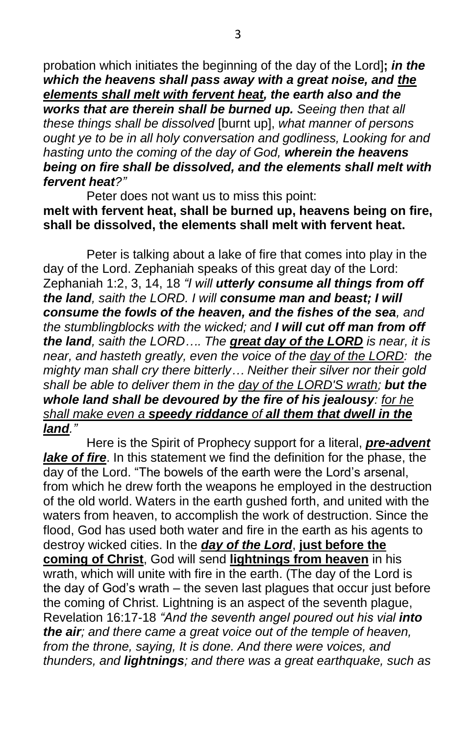probation which initiates the beginning of the day of the Lord]**;** ***in the which the heavens shall pass away with a great noise, and <u>the elements shall melt with fervent heat</u>, the earth also and the works that are therein shall be burned up.*** *Seeing then that all these things shall be dissolved* [burnt up], *what manner of persons ought ye to be in all holy conversation and godliness, Looking for and hasting unto the coming of the day of God,* ***wherein the heavens being on fire shall be dissolved, and the elements shall melt with fervent heat****?"*

Peter does not want us to miss this point:
**melt with fervent heat, shall be burned up, heavens being on fire, shall be dissolved, the elements shall melt with fervent heat.**

Peter is talking about a lake of fire that comes into play in the day of the Lord. Zephaniah speaks of this great day of the Lord: Zephaniah 1:2, 3, 14, 18 *"I will* ***utterly consume all things from off the land****, saith the LORD. I will* ***consume man and beast; I will consume the fowls of the heaven, and the fishes of the sea****, and the stumblingblocks with the wicked; and* ***I will cut off man from off the land****, saith the LORD…. The* ***<u>great day of the LORD</u>*** *is near, it is near, and hasteth greatly, even the voice of the <u>day of the LORD</u>: the mighty man shall cry there bitterly… Neither their silver nor their gold shall be able to deliver them in the <u>day of the LORD'S wrath</u>;* ***but the whole land shall be devoured by the fire of his jealousy****: <u>for he shall make even a</u>* ***<u>speedy riddance</u>*** *<u>of</u>* ***<u>all them that dwell in the land</u>****."*

Here is the Spirit of Prophecy support for a literal, ***<u>pre-advent lake of fire</u>***. In this statement we find the definition for the phase, the day of the Lord. "The bowels of the earth were the Lord's arsenal, from which he drew forth the weapons he employed in the destruction of the old world. Waters in the earth gushed forth, and united with the waters from heaven, to accomplish the work of destruction. Since the flood, God has used both water and fire in the earth as his agents to destroy wicked cities. In the ***<u>day of the Lord</u>***, **<u>just before the coming of Christ</u>**, God will send **<u>lightnings from heaven</u>** in his wrath, which will unite with fire in the earth. (The day of the Lord is the day of God's wrath – the seven last plagues that occur just before the coming of Christ. Lightning is an aspect of the seventh plague, Revelation 16:17-18 *"And the seventh angel poured out his vial* ***into the air****; and there came a great voice out of the temple of heaven, from the throne, saying, It is done. And there were voices, and thunders, and* ***lightnings****; and there was a great earthquake, such as*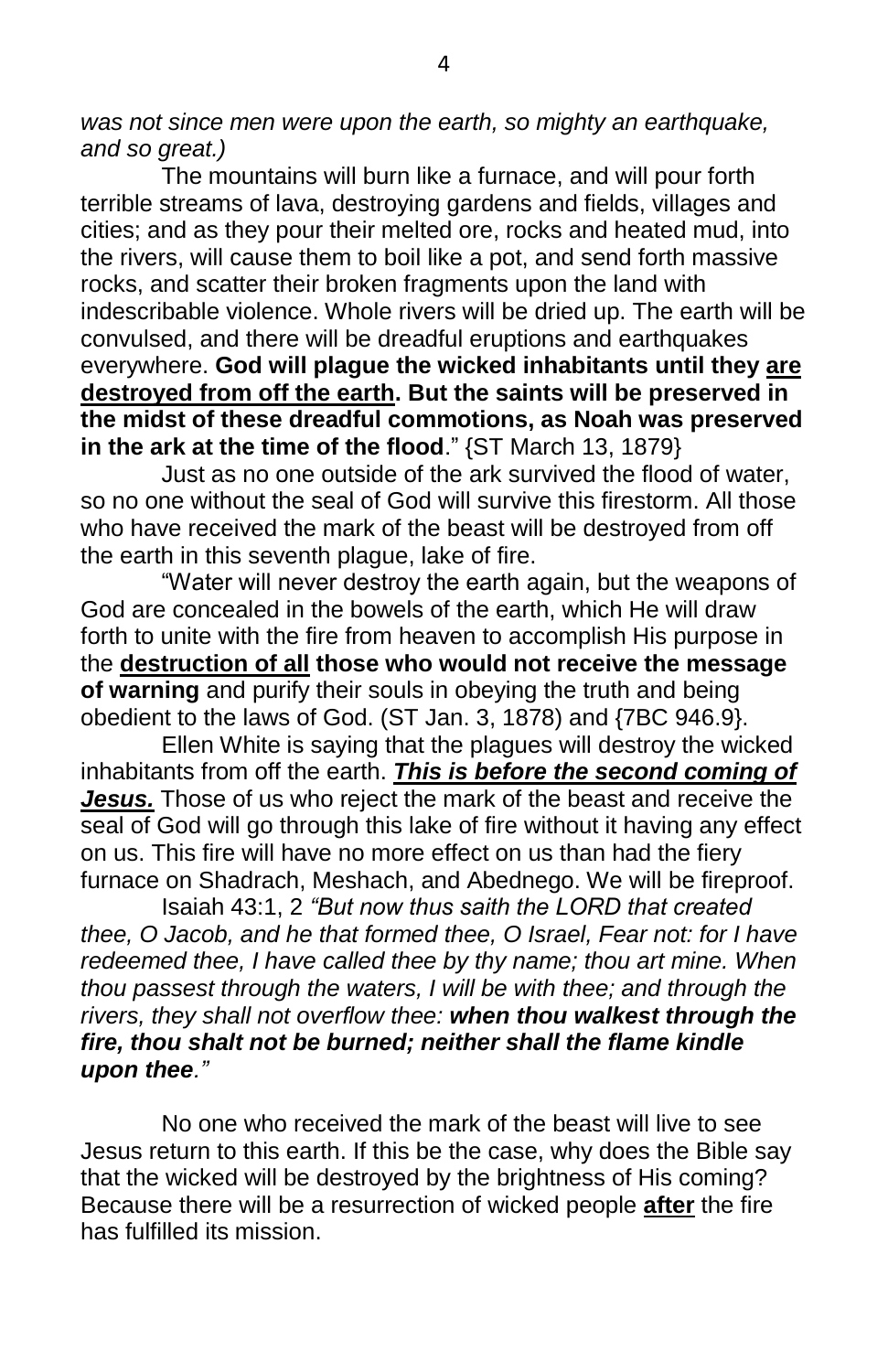*was not since men were upon the earth, so mighty an earthquake, and so great.)*

The mountains will burn like a furnace, and will pour forth terrible streams of lava, destroying gardens and fields, villages and cities; and as they pour their melted ore, rocks and heated mud, into the rivers, will cause them to boil like a pot, and send forth massive rocks, and scatter their broken fragments upon the land with indescribable violence. Whole rivers will be dried up. The earth will be convulsed, and there will be dreadful eruptions and earthquakes everywhere. **God will plague the wicked inhabitants until they <u>are destroyed from off the earth</u>. But the saints will be preserved in the midst of these dreadful commotions, as Noah was preserved in the ark at the time of the flood**." {ST March 13, 1879}

Just as no one outside of the ark survived the flood of water, so no one without the seal of God will survive this firestorm. All those who have received the mark of the beast will be destroyed from off the earth in this seventh plague, lake of fire.

"Water will never destroy the earth again, but the weapons of God are concealed in the bowels of the earth, which He will draw forth to unite with the fire from heaven to accomplish His purpose in the **<u>destruction of all</u> those who would not receive the message of warning** and purify their souls in obeying the truth and being obedient to the laws of God. (ST Jan. 3, 1878) and {7BC 946.9}.

Ellen White is saying that the plagues will destroy the wicked inhabitants from off the earth. ***<u>This is before the second coming of Jesus.</u>*** Those of us who reject the mark of the beast and receive the seal of God will go through this lake of fire without it having any effect on us. This fire will have no more effect on us than had the fiery furnace on Shadrach, Meshach, and Abednego. We will be fireproof.

Isaiah 43:1, 2 *"But now thus saith the LORD that created thee, O Jacob, and he that formed thee, O Israel, Fear not: for I have redeemed thee, I have called thee by thy name; thou art mine. When thou passest through the waters, I will be with thee; and through the rivers, they shall not overflow thee: **when thou walkest through the fire, thou shalt not be burned; neither shall the flame kindle upon thee**."*

No one who received the mark of the beast will live to see Jesus return to this earth. If this be the case, why does the Bible say that the wicked will be destroyed by the brightness of His coming? Because there will be a resurrection of wicked people **<u>after</u>** the fire has fulfilled its mission.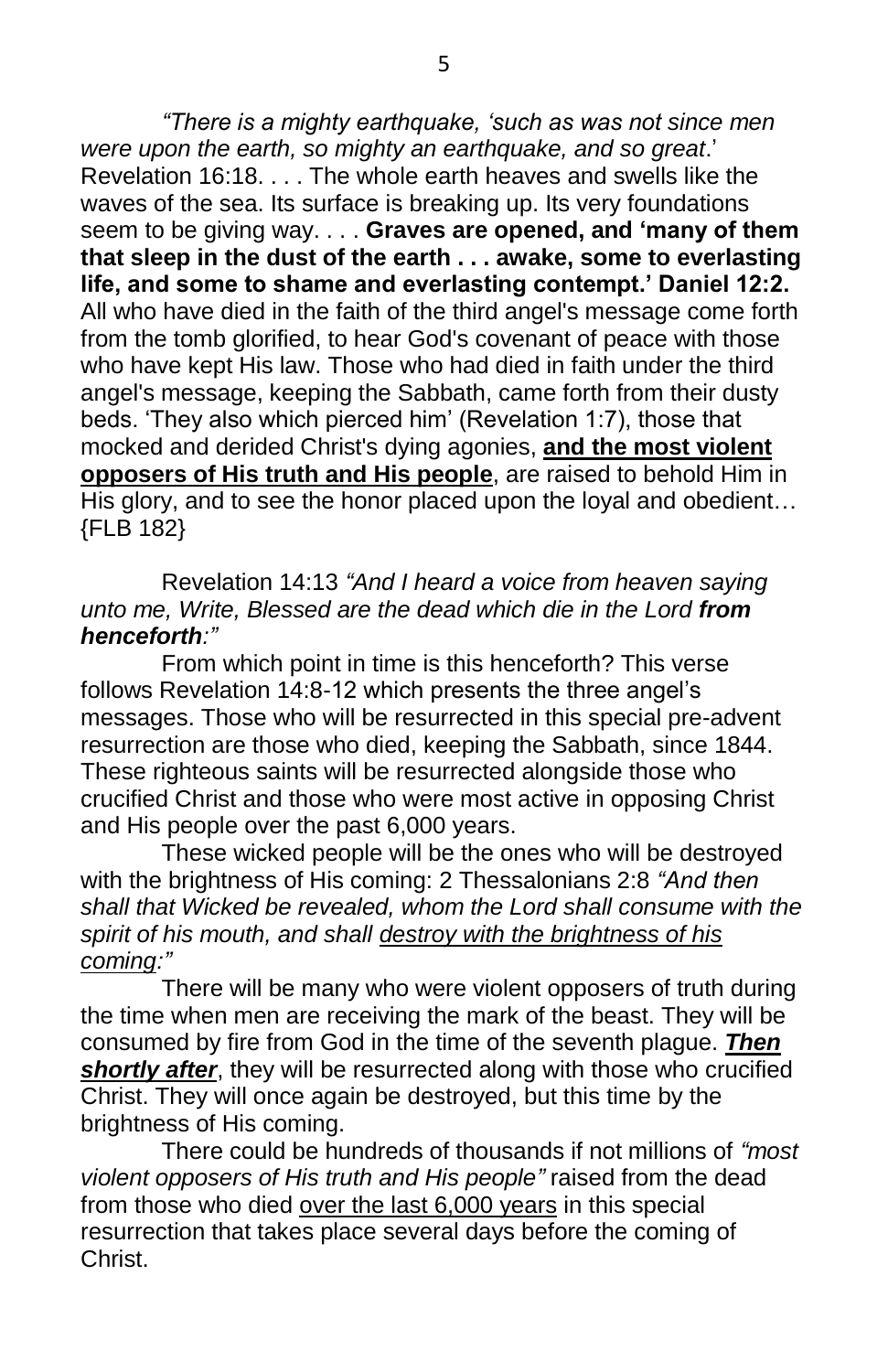*"There is a mighty earthquake, 'such as was not since men were upon the earth, so mighty an earthquake, and so great*.' Revelation 16:18. . . . The whole earth heaves and swells like the waves of the sea. Its surface is breaking up. Its very foundations seem to be giving way. . . . **Graves are opened, and 'many of them that sleep in the dust of the earth . . . awake, some to everlasting life, and some to shame and everlasting contempt.' Daniel 12:2.** All who have died in the faith of the third angel's message come forth from the tomb glorified, to hear God's covenant of peace with those who have kept His law. Those who had died in faith under the third angel's message, keeping the Sabbath, came forth from their dusty beds. 'They also which pierced him' (Revelation 1:7), those that mocked and derided Christ's dying agonies, <u>**and the most violent opposers of His truth and His people**</u>, are raised to behold Him in His glory, and to see the honor placed upon the loyal and obedient… {FLB 182}

Revelation 14:13 *"And I heard a voice from heaven saying unto me, Write, Blessed are the dead which die in the Lord* ***from henceforth****:"*

From which point in time is this henceforth? This verse follows Revelation 14:8-12 which presents the three angel's messages. Those who will be resurrected in this special pre-advent resurrection are those who died, keeping the Sabbath, since 1844. These righteous saints will be resurrected alongside those who crucified Christ and those who were most active in opposing Christ and His people over the past 6,000 years.

These wicked people will be the ones who will be destroyed with the brightness of His coming: 2 Thessalonians 2:8 *"And then shall that Wicked be revealed, whom the Lord shall consume with the spirit of his mouth, and shall <u>destroy with the brightness of his coming:"</u>*

There will be many who were violent opposers of truth during the time when men are receiving the mark of the beast. They will be consumed by fire from God in the time of the seventh plague. <u>***Then shortly after***</u>, they will be resurrected along with those who crucified Christ. They will once again be destroyed, but this time by the brightness of His coming.

There could be hundreds of thousands if not millions of *"most violent opposers of His truth and His people"* raised from the dead from those who died <u>over the last 6,000 years</u> in this special resurrection that takes place several days before the coming of Christ.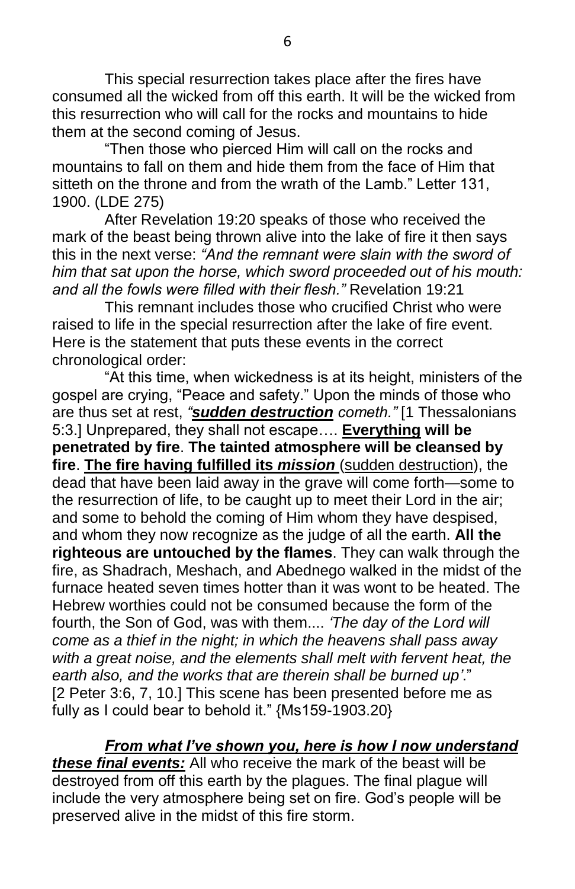This special resurrection takes place after the fires have consumed all the wicked from off this earth. It will be the wicked from this resurrection who will call for the rocks and mountains to hide them at the second coming of Jesus.

"Then those who pierced Him will call on the rocks and mountains to fall on them and hide them from the face of Him that sitteth on the throne and from the wrath of the Lamb." Letter 131, 1900. (LDE 275)

After Revelation 19:20 speaks of those who received the mark of the beast being thrown alive into the lake of fire it then says this in the next verse: *"And the remnant were slain with the sword of him that sat upon the horse, which sword proceeded out of his mouth: and all the fowls were filled with their flesh."* Revelation 19:21

This remnant includes those who crucified Christ who were raised to life in the special resurrection after the lake of fire event. Here is the statement that puts these events in the correct chronological order:

"At this time, when wickedness is at its height, ministers of the gospel are crying, "Peace and safety." Upon the minds of those who are thus set at rest, *"**sudden destruction** cometh."* [1 Thessalonians 5:3.] Unprepared, they shall not escape…. **Everything will be penetrated by fire**. **The tainted atmosphere will be cleansed by fire**. **The fire having fulfilled its *mission*** (sudden destruction), the dead that have been laid away in the grave will come forth—some to the resurrection of life, to be caught up to meet their Lord in the air; and some to behold the coming of Him whom they have despised, and whom they now recognize as the judge of all the earth. **All the righteous are untouched by the flames**. They can walk through the fire, as Shadrach, Meshach, and Abednego walked in the midst of the furnace heated seven times hotter than it was wont to be heated. The Hebrew worthies could not be consumed because the form of the fourth, the Son of God, was with them.... *'The day of the Lord will come as a thief in the night; in which the heavens shall pass away with a great noise, and the elements shall melt with fervent heat, the earth also, and the works that are therein shall be burned up'*." [2 Peter 3:6, 7, 10.] This scene has been presented before me as fully as I could bear to behold it." {Ms159-1903.20}

***From what I've shown you, here is how I now understand these final events:*** All who receive the mark of the beast will be destroyed from off this earth by the plagues. The final plague will include the very atmosphere being set on fire. God's people will be preserved alive in the midst of this fire storm.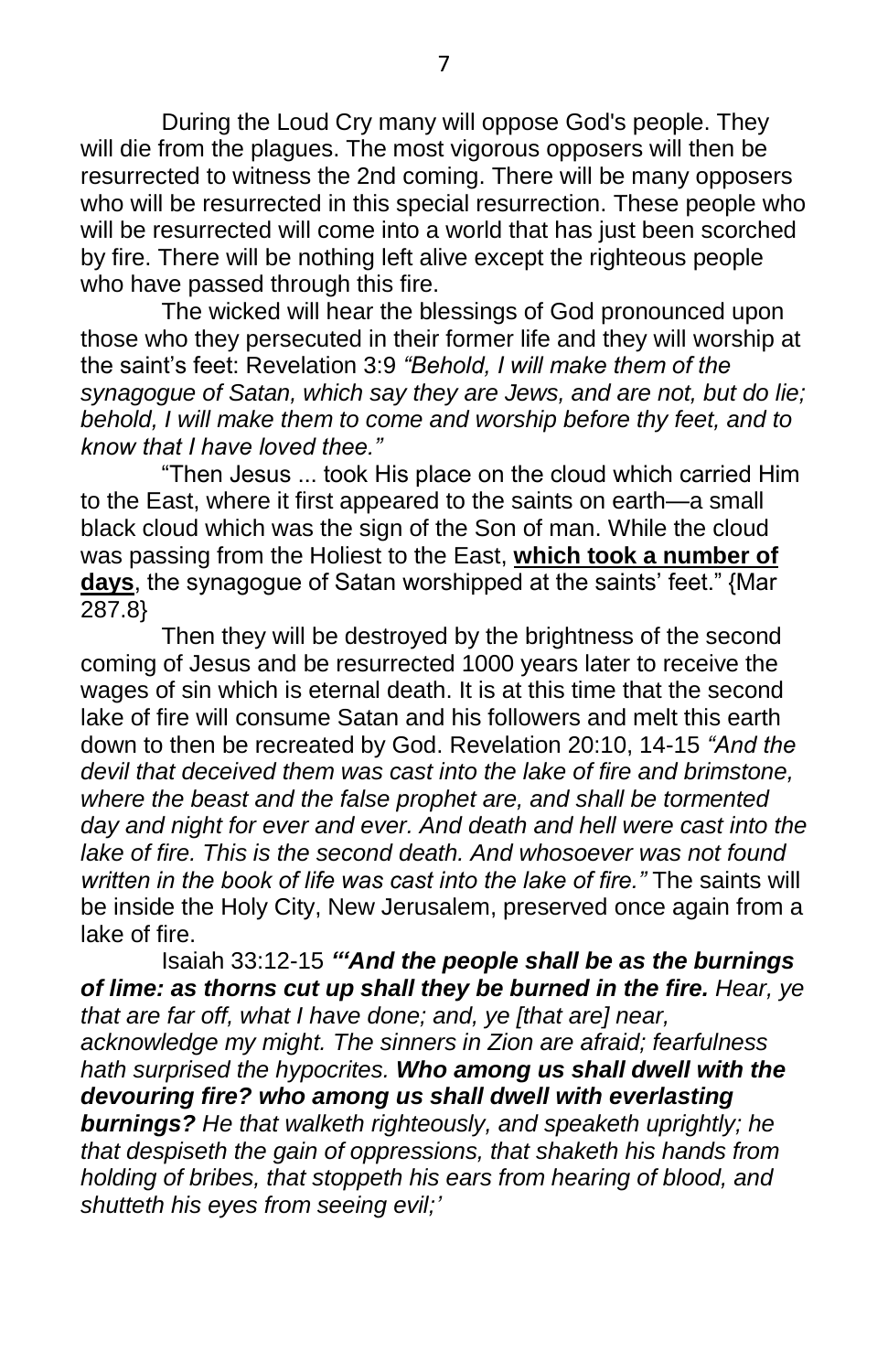During the Loud Cry many will oppose God's people. They will die from the plagues. The most vigorous opposers will then be resurrected to witness the 2nd coming. There will be many opposers who will be resurrected in this special resurrection. These people who will be resurrected will come into a world that has just been scorched by fire. There will be nothing left alive except the righteous people who have passed through this fire.

The wicked will hear the blessings of God pronounced upon those who they persecuted in their former life and they will worship at the saint's feet: Revelation 3:9 *"Behold, I will make them of the synagogue of Satan, which say they are Jews, and are not, but do lie; behold, I will make them to come and worship before thy feet, and to know that I have loved thee."*

"Then Jesus ... took His place on the cloud which carried Him to the East, where it first appeared to the saints on earth—a small black cloud which was the sign of the Son of man. While the cloud was passing from the Holiest to the East, <u>**which took a number of days**</u>, the synagogue of Satan worshipped at the saints' feet." {Mar 287.8}

Then they will be destroyed by the brightness of the second coming of Jesus and be resurrected 1000 years later to receive the wages of sin which is eternal death. It is at this time that the second lake of fire will consume Satan and his followers and melt this earth down to then be recreated by God. Revelation 20:10, 14-15 *"And the devil that deceived them was cast into the lake of fire and brimstone, where the beast and the false prophet are, and shall be tormented day and night for ever and ever. And death and hell were cast into the lake of fire. This is the second death. And whosoever was not found written in the book of life was cast into the lake of fire."* The saints will be inside the Holy City, New Jerusalem, preserved once again from a lake of fire.

Isaiah 33:12-15 ***"'And the people shall be as the burnings of lime: as thorns cut up shall they be burned in the fire.*** *Hear, ye that are far off, what I have done; and, ye [that are] near, acknowledge my might. The sinners in Zion are afraid; fearfulness hath surprised the hypocrites.* ***Who among us shall dwell with the devouring fire? who among us shall dwell with everlasting burnings?*** *He that walketh righteously, and speaketh uprightly; he that despiseth the gain of oppressions, that shaketh his hands from holding of bribes, that stoppeth his ears from hearing of blood, and shutteth his eyes from seeing evil;'*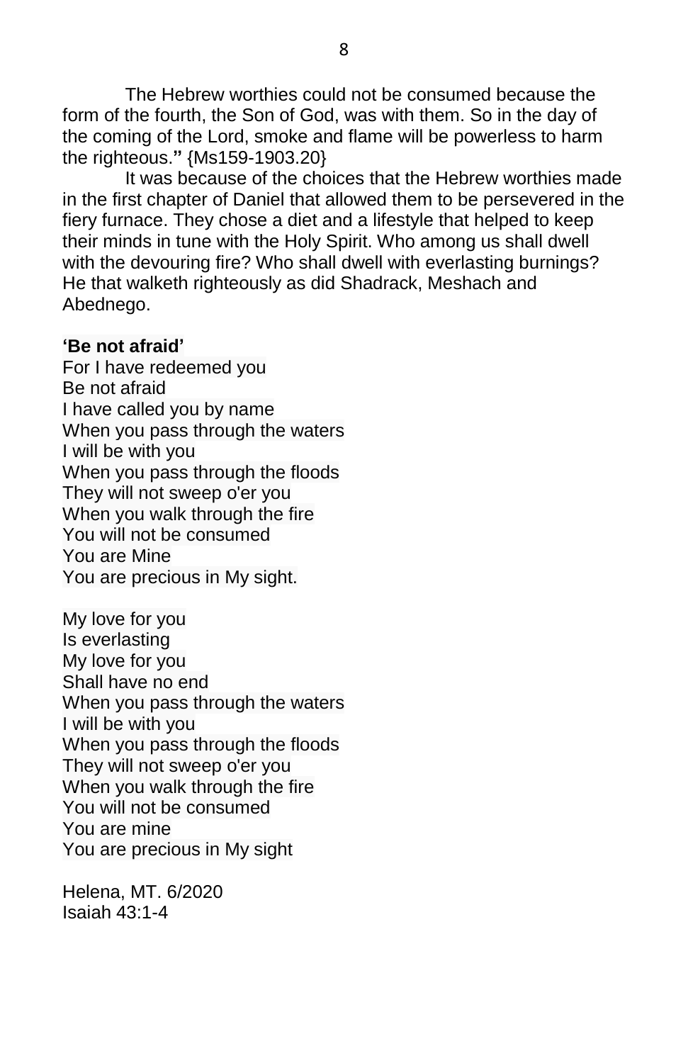The Hebrew worthies could not be consumed because the form of the fourth, the Son of God, was with them. So in the day of the coming of the Lord, smoke and flame will be powerless to harm the righteous.**"** {Ms159-1903.20}

It was because of the choices that the Hebrew worthies made in the first chapter of Daniel that allowed them to be persevered in the fiery furnace. They chose a diet and a lifestyle that helped to keep their minds in tune with the Holy Spirit. Who among us shall dwell with the devouring fire? Who shall dwell with everlasting burnings? He that walketh righteously as did Shadrack, Meshach and Abednego.

**'Be not afraid'**

For I have redeemed you
Be not afraid
I have called you by name
When you pass through the waters
I will be with you
When you pass through the floods
They will not sweep o'er you
When you walk through the fire
You will not be consumed
You are Mine
You are precious in My sight.

My love for you
Is everlasting
My love for you
Shall have no end
When you pass through the waters
I will be with you
When you pass through the floods
They will not sweep o'er you
When you walk through the fire
You will not be consumed
You are mine
You are precious in My sight

Helena, MT. 6/2020
Isaiah 43:1-4